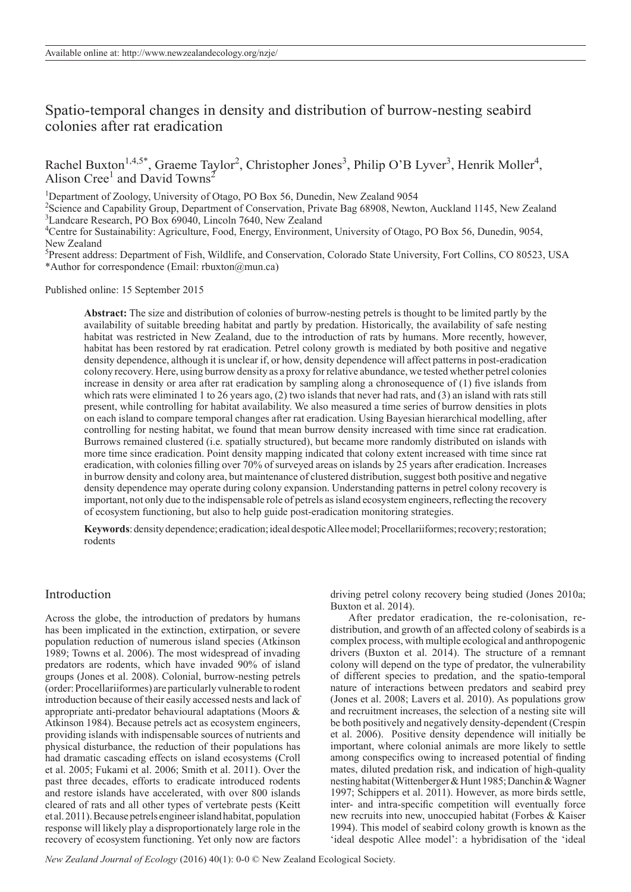Available online at: http://www.newzealandecology.org/nzje/

# Spatio-temporal changes in density and distribution of burrow-nesting seabird colonies after rat eradication

Rachel Buxton[1,4,5*], Graeme Taylor[2], Christopher Jones[3], Philip O'B Lyver[3], Henrik Moller[4], Alison Cree[1] and David Towns[2]

[1]Department of Zoology, University of Otago, PO Box 56, Dunedin, New Zealand 9054
[2]Science and Capability Group, Department of Conservation, Private Bag 68908, Newton, Auckland 1145, New Zealand
[3]Landcare Research, PO Box 69040, Lincoln 7640, New Zealand
[4]Centre for Sustainability: Agriculture, Food, Energy, Environment, University of Otago, PO Box 56, Dunedin, 9054, New Zealand
[5]Present address: Department of Fish, Wildlife, and Conservation, Colorado State University, Fort Collins, CO 80523, USA
*Author for correspondence (Email: rbuxton@mun.ca)

Published online: 15 September 2015

**Abstract:** The size and distribution of colonies of burrow-nesting petrels is thought to be limited partly by the availability of suitable breeding habitat and partly by predation. Historically, the availability of safe nesting habitat was restricted in New Zealand, due to the introduction of rats by humans. More recently, however, habitat has been restored by rat eradication. Petrel colony growth is mediated by both positive and negative density dependence, although it is unclear if, or how, density dependence will affect patterns in post-eradication colony recovery. Here, using burrow density as a proxy for relative abundance, we tested whether petrel colonies increase in density or area after rat eradication by sampling along a chronosequence of (1) five islands from which rats were eliminated 1 to 26 years ago, (2) two islands that never had rats, and (3) an island with rats still present, while controlling for habitat availability. We also measured a time series of burrow densities in plots on each island to compare temporal changes after rat eradication. Using Bayesian hierarchical modelling, after controlling for nesting habitat, we found that mean burrow density increased with time since rat eradication. Burrows remained clustered (i.e. spatially structured), but became more randomly distributed on islands with more time since eradication. Point density mapping indicated that colony extent increased with time since rat eradication, with colonies filling over 70% of surveyed areas on islands by 25 years after eradication. Increases in burrow density and colony area, but maintenance of clustered distribution, suggest both positive and negative density dependence may operate during colony expansion. Understanding patterns in petrel colony recovery is important, not only due to the indispensable role of petrels as island ecosystem engineers, reflecting the recovery of ecosystem functioning, but also to help guide post-eradication monitoring strategies.

**Keywords**: density dependence; eradication; ideal despotic Allee model; Procellariiformes; recovery; restoration; rodents

## Introduction

Across the globe, the introduction of predators by humans has been implicated in the extinction, extirpation, or severe population reduction of numerous island species (Atkinson 1989; Towns et al. 2006). The most widespread of invading predators are rodents, which have invaded 90% of island groups (Jones et al. 2008). Colonial, burrow-nesting petrels (order: Procellariiformes) are particularly vulnerable to rodent introduction because of their easily accessed nests and lack of appropriate anti-predator behavioural adaptations (Moors & Atkinson 1984). Because petrels act as ecosystem engineers, providing islands with indispensable sources of nutrients and physical disturbance, the reduction of their populations has had dramatic cascading effects on island ecosystems (Croll et al. 2005; Fukami et al. 2006; Smith et al. 2011). Over the past three decades, efforts to eradicate introduced rodents and restore islands have accelerated, with over 800 islands cleared of rats and all other types of vertebrate pests (Keitt et al. 2011). Because petrels engineer island habitat, population response will likely play a disproportionately large role in the recovery of ecosystem functioning. Yet only now are factors driving petrel colony recovery being studied (Jones 2010a; Buxton et al. 2014).

After predator eradication, the re-colonisation, re-distribution, and growth of an affected colony of seabirds is a complex process, with multiple ecological and anthropogenic drivers (Buxton et al. 2014). The structure of a remnant colony will depend on the type of predator, the vulnerability of different species to predation, and the spatio-temporal nature of interactions between predators and seabird prey (Jones et al. 2008; Lavers et al. 2010). As populations grow and recruitment increases, the selection of a nesting site will be both positively and negatively density-dependent (Crespin et al. 2006). Positive density dependence will initially be important, where colonial animals are more likely to settle among conspecifics owing to increased potential of finding mates, diluted predation risk, and indication of high-quality nesting habitat (Wittenberger & Hunt 1985; Danchin & Wagner 1997; Schippers et al. 2011). However, as more birds settle, inter- and intra-specific competition will eventually force new recruits into new, unoccupied habitat (Forbes & Kaiser 1994). This model of seabird colony growth is known as the 'ideal despotic Allee model': a hybridisation of the 'ideal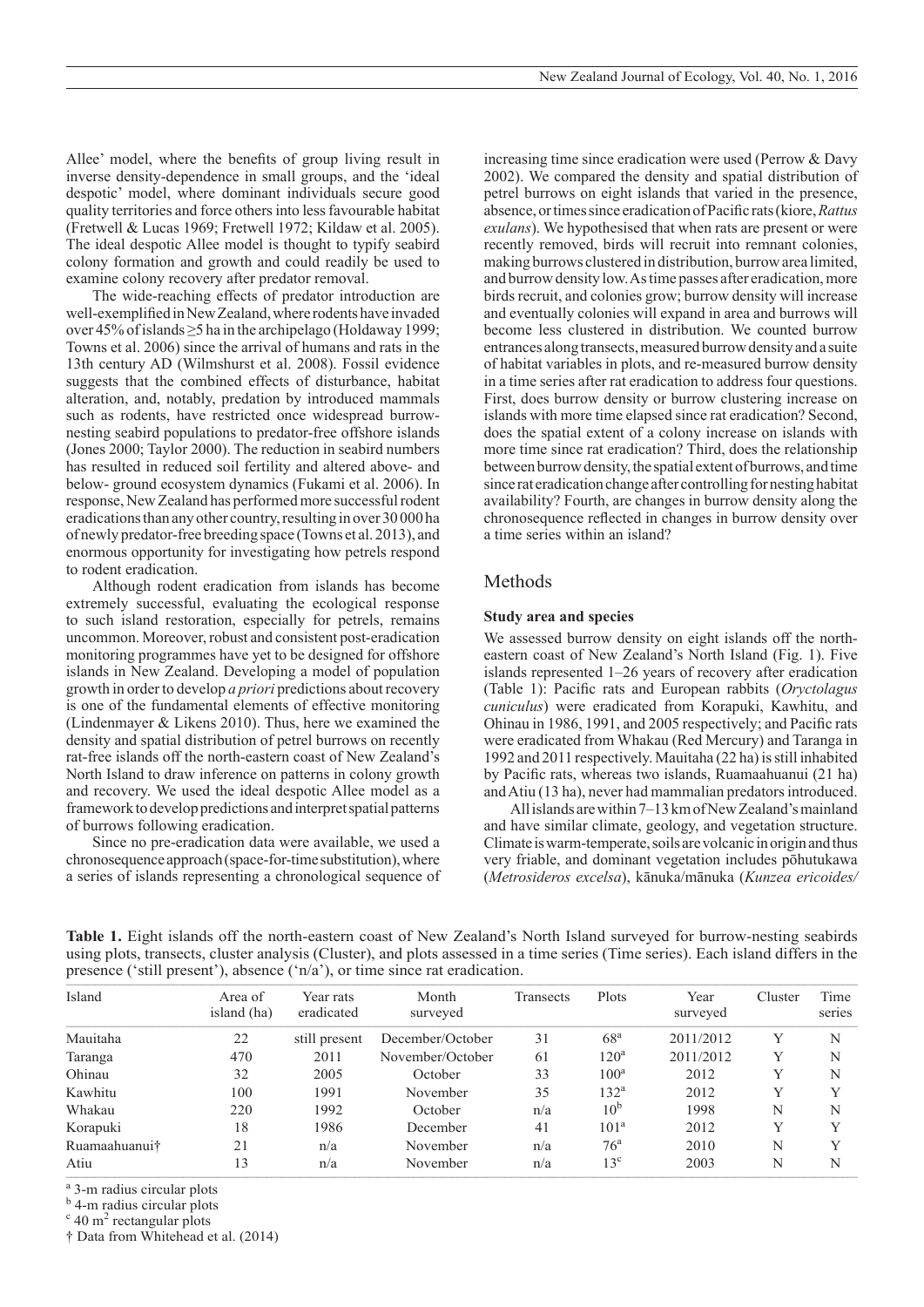Allee' model, where the benefits of group living result in inverse density-dependence in small groups, and the 'ideal despotic' model, where dominant individuals secure good quality territories and force others into less favourable habitat (Fretwell & Lucas 1969; Fretwell 1972; Kildaw et al. 2005). The ideal despotic Allee model is thought to typify seabird colony formation and growth and could readily be used to examine colony recovery after predator removal.

The wide-reaching effects of predator introduction are well-exemplified in New Zealand, where rodents have invaded over 45% of islands ≥5 ha in the archipelago (Holdaway 1999; Towns et al. 2006) since the arrival of humans and rats in the 13th century AD (Wilmshurst et al. 2008). Fossil evidence suggests that the combined effects of disturbance, habitat alteration, and, notably, predation by introduced mammals such as rodents, have restricted once widespread burrow-nesting seabird populations to predator-free offshore islands (Jones 2000; Taylor 2000). The reduction in seabird numbers has resulted in reduced soil fertility and altered above- and below- ground ecosystem dynamics (Fukami et al. 2006). In response, New Zealand has performed more successful rodent eradications than any other country, resulting in over 30 000 ha of newly predator-free breeding space (Towns et al. 2013), and enormous opportunity for investigating how petrels respond to rodent eradication.

Although rodent eradication from islands has become extremely successful, evaluating the ecological response to such island restoration, especially for petrels, remains uncommon. Moreover, robust and consistent post-eradication monitoring programmes have yet to be designed for offshore islands in New Zealand. Developing a model of population growth in order to develop *a priori* predictions about recovery is one of the fundamental elements of effective monitoring (Lindenmayer & Likens 2010). Thus, here we examined the density and spatial distribution of petrel burrows on recently rat-free islands off the north-eastern coast of New Zealand's North Island to draw inference on patterns in colony growth and recovery. We used the ideal despotic Allee model as a framework to develop predictions and interpret spatial patterns of burrows following eradication.

Since no pre-eradication data were available, we used a chronosequence approach (space-for-time substitution), where a series of islands representing a chronological sequence of increasing time since eradication were used (Perrow & Davy 2002). We compared the density and spatial distribution of petrel burrows on eight islands that varied in the presence, absence, or times since eradication of Pacific rats (kiore, *Rattus exulans*). We hypothesised that when rats are present or were recently removed, birds will recruit into remnant colonies, making burrows clustered in distribution, burrow area limited, and burrow density low. As time passes after eradication, more birds recruit, and colonies grow; burrow density will increase and eventually colonies will expand in area and burrows will become less clustered in distribution. We counted burrow entrances along transects, measured burrow density and a suite of habitat variables in plots, and re-measured burrow density in a time series after rat eradication to address four questions. First, does burrow density or burrow clustering increase on islands with more time elapsed since rat eradication? Second, does the spatial extent of a colony increase on islands with more time since rat eradication? Third, does the relationship between burrow density, the spatial extent of burrows, and time since rat eradication change after controlling for nesting habitat availability? Fourth, are changes in burrow density along the chronosequence reflected in changes in burrow density over a time series within an island?

## Methods

### Study area and species

We assessed burrow density on eight islands off the north-eastern coast of New Zealand's North Island (Fig. 1). Five islands represented 1–26 years of recovery after eradication (Table 1): Pacific rats and European rabbits (*Oryctolagus cuniculus*) were eradicated from Korapuki, Kawhitu, and Ohinau in 1986, 1991, and 2005 respectively; and Pacific rats were eradicated from Whakau (Red Mercury) and Taranga in 1992 and 2011 respectively. Mauitaha (22 ha) is still inhabited by Pacific rats, whereas two islands, Ruamaahuanui (21 ha) and Atiu (13 ha), never had mammalian predators introduced.

All islands are within 7–13 km of New Zealand's mainland and have similar climate, geology, and vegetation structure. Climate is warm-temperate, soils are volcanic in origin and thus very friable, and dominant vegetation includes pōhutukawa (*Metrosideros excelsa*), kānuka/mānuka (*Kunzea ericoides/*

**Table 1.** Eight islands off the north-eastern coast of New Zealand's North Island surveyed for burrow-nesting seabirds using plots, transects, cluster analysis (Cluster), and plots assessed in a time series (Time series). Each island differs in the presence ('still present'), absence ('n/a'), or time since rat eradication.

| Island | Area of island (ha) | Year rats eradicated | Month surveyed | Transects | Plots | Year surveyed | Cluster | Time series |
|---|---|---|---|---|---|---|---|---|
| Mauitaha | 22 | still present | December/October | 31 | 68[a] | 2011/2012 | Y | N |
| Taranga | 470 | 2011 | November/October | 61 | 120[a] | 2011/2012 | Y | N |
| Ohinau | 32 | 2005 | October | 33 | 100[a] | 2012 | Y | N |
| Kawhitu | 100 | 1991 | November | 35 | 132[a] | 2012 | Y | Y |
| Whakau | 220 | 1992 | October | n/a | 10[b] | 1998 | N | N |
| Korapuki | 18 | 1986 | December | 41 | 101[a] | 2012 | Y | Y |
| Ruamaahuanui† | 21 | n/a | November | n/a | 76[a] | 2010 | N | Y |
| Atiu | 13 | n/a | November | n/a | 13[c] | 2003 | N | N |

[a] 3-m radius circular plots
[b] 4-m radius circular plots
[c] 40 m² rectangular plots
† Data from Whitehead et al. (2014)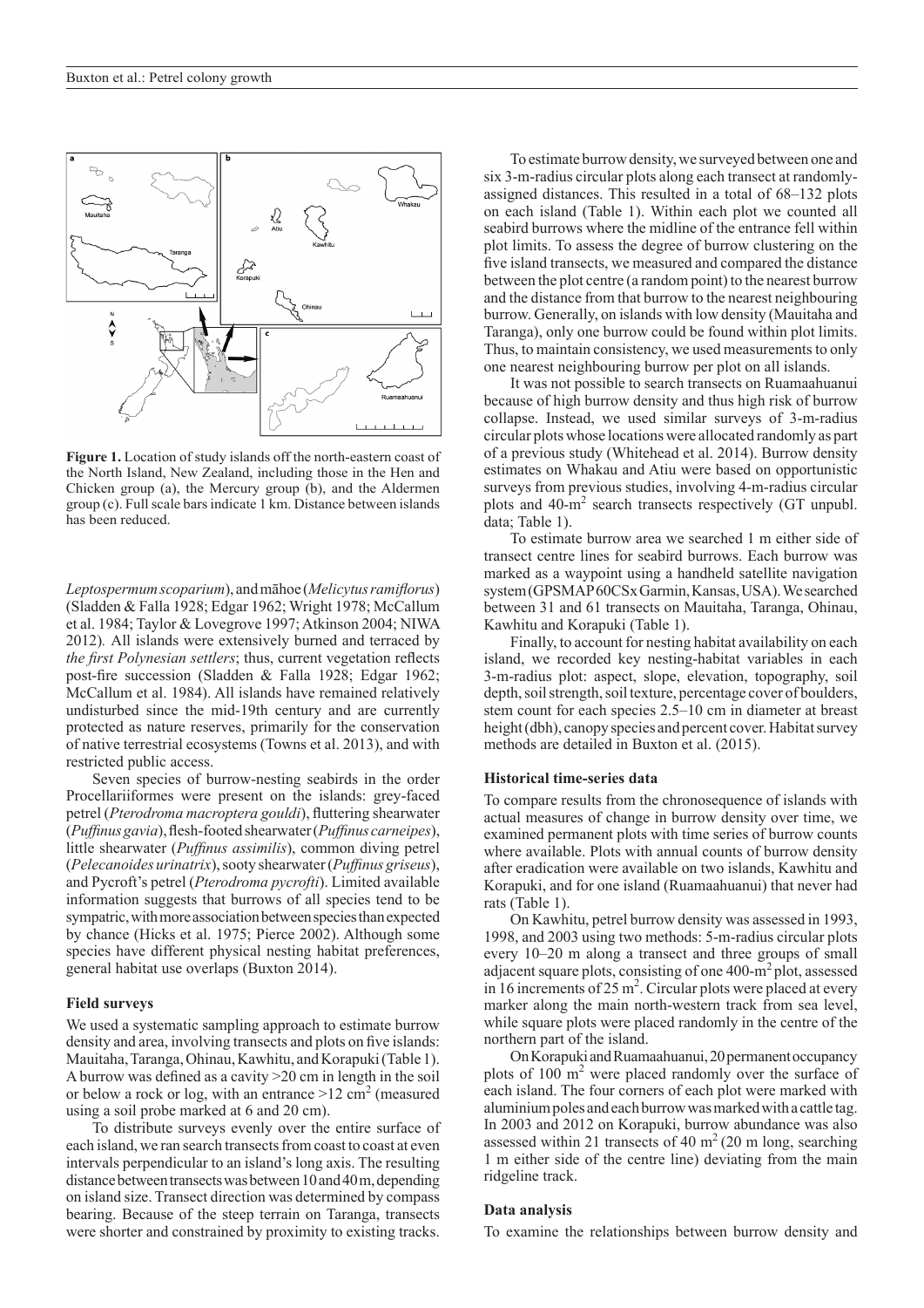**Figure 1.** Location of study islands off the north-eastern coast of the North Island, New Zealand, including those in the Hen and Chicken group (a), the Mercury group (b), and the Aldermen group (c). Full scale bars indicate 1 km. Distance between islands has been reduced.

*Leptospermum scoparium*), and māhoe (*Melicytus ramiflorus*) (Sladden & Falla 1928; Edgar 1962; Wright 1978; McCallum et al. 1984; Taylor & Lovegrove 1997; Atkinson 2004; NIWA 2012). All islands were extensively burned and terraced by *the first Polynesian settlers*; thus, current vegetation reflects post-fire succession (Sladden & Falla 1928; Edgar 1962; McCallum et al. 1984). All islands have remained relatively undisturbed since the mid-19th century and are currently protected as nature reserves, primarily for the conservation of native terrestrial ecosystems (Towns et al. 2013), and with restricted public access.

Seven species of burrow-nesting seabirds in the order Procellariiformes were present on the islands: grey-faced petrel (*Pterodroma macroptera gouldi*), fluttering shearwater (*Puffinus gavia*), flesh-footed shearwater (*Puffinus carneipes*), little shearwater (*Puffinus assimilis*), common diving petrel (*Pelecanoides urinatrix*), sooty shearwater (*Puffinus griseus*), and Pycroft's petrel (*Pterodroma pycrofti*). Limited available information suggests that burrows of all species tend to be sympatric, with more association between species than expected by chance (Hicks et al. 1975; Pierce 2002). Although some species have different physical nesting habitat preferences, general habitat use overlaps (Buxton 2014).

### Field surveys

We used a systematic sampling approach to estimate burrow density and area, involving transects and plots on five islands: Mauitaha, Taranga, Ohinau, Kawhitu, and Korapuki (Table 1). A burrow was defined as a cavity >20 cm in length in the soil or below a rock or log, with an entrance >12 cm$^2$ (measured using a soil probe marked at 6 and 20 cm).

To distribute surveys evenly over the entire surface of each island, we ran search transects from coast to coast at even intervals perpendicular to an island's long axis. The resulting distance between transects was between 10 and 40 m, depending on island size. Transect direction was determined by compass bearing. Because of the steep terrain on Taranga, transects were shorter and constrained by proximity to existing tracks.

To estimate burrow density, we surveyed between one and six 3-m-radius circular plots along each transect at randomly-assigned distances. This resulted in a total of 68–132 plots on each island (Table 1). Within each plot we counted all seabird burrows where the midline of the entrance fell within plot limits. To assess the degree of burrow clustering on the five island transects, we measured and compared the distance between the plot centre (a random point) to the nearest burrow and the distance from that burrow to the nearest neighbouring burrow. Generally, on islands with low density (Mauitaha and Taranga), only one burrow could be found within plot limits. Thus, to maintain consistency, we used measurements to only one nearest neighbouring burrow per plot on all islands.

It was not possible to search transects on Ruamaahuanui because of high burrow density and thus high risk of burrow collapse. Instead, we used similar surveys of 3-m-radius circular plots whose locations were allocated randomly as part of a previous study (Whitehead et al. 2014). Burrow density estimates on Whakau and Atiu were based on opportunistic surveys from previous studies, involving 4-m-radius circular plots and 40-m$^2$ search transects respectively (GT unpubl. data; Table 1).

To estimate burrow area we searched 1 m either side of transect centre lines for seabird burrows. Each burrow was marked as a waypoint using a handheld satellite navigation system (GPSMAP 60CSx Garmin, Kansas, USA). We searched between 31 and 61 transects on Mauitaha, Taranga, Ohinau, Kawhitu and Korapuki (Table 1).

Finally, to account for nesting habitat availability on each island, we recorded key nesting-habitat variables in each 3-m-radius plot: aspect, slope, elevation, topography, soil depth, soil strength, soil texture, percentage cover of boulders, stem count for each species 2.5–10 cm in diameter at breast height (dbh), canopy species and percent cover. Habitat survey methods are detailed in Buxton et al. (2015).

### Historical time-series data

To compare results from the chronosequence of islands with actual measures of change in burrow density over time, we examined permanent plots with time series of burrow counts where available. Plots with annual counts of burrow density after eradication were available on two islands, Kawhitu and Korapuki, and for one island (Ruamaahuanui) that never had rats (Table 1).

On Kawhitu, petrel burrow density was assessed in 1993, 1998, and 2003 using two methods: 5-m-radius circular plots every 10–20 m along a transect and three groups of small adjacent square plots, consisting of one 400-m$^2$ plot, assessed in 16 increments of 25 m$^2$. Circular plots were placed at every marker along the main north-western track from sea level, while square plots were placed randomly in the centre of the northern part of the island.

On Korapuki and Ruamaahuanui, 20 permanent occupancy plots of 100 m$^2$ were placed randomly over the surface of each island. The four corners of each plot were marked with aluminium poles and each burrow was marked with a cattle tag. In 2003 and 2012 on Korapuki, burrow abundance was also assessed within 21 transects of 40 m$^2$ (20 m long, searching 1 m either side of the centre line) deviating from the main ridgeline track.

### Data analysis

To examine the relationships between burrow density and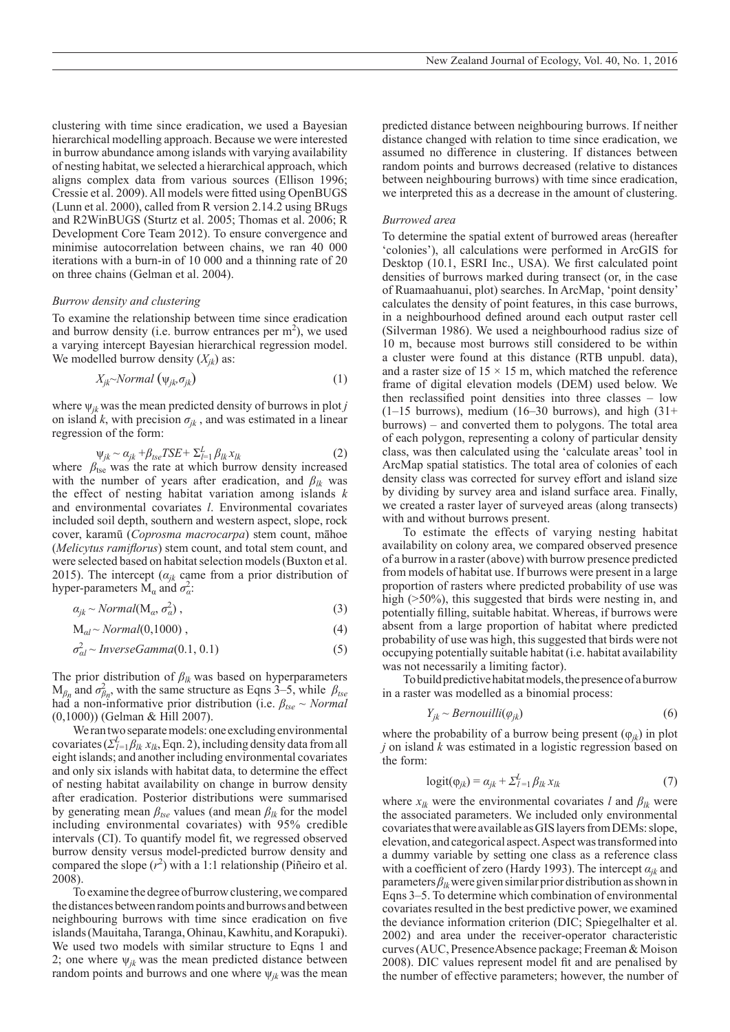clustering with time since eradication, we used a Bayesian hierarchical modelling approach. Because we were interested in burrow abundance among islands with varying availability of nesting habitat, we selected a hierarchical approach, which aligns complex data from various sources (Ellison 1996; Cressie et al. 2009). All models were fitted using OpenBUGS (Lunn et al. 2000), called from R version 2.14.2 using BRugs and R2WinBUGS (Sturtz et al. 2005; Thomas et al. 2006; R Development Core Team 2012). To ensure convergence and minimise autocorrelation between chains, we ran 40 000 iterations with a burn-in of 10 000 and a thinning rate of 20 on three chains (Gelman et al. 2004).

*Burrow density and clustering*

To examine the relationship between time since eradication and burrow density (i.e. burrow entrances per m$^2$), we used a varying intercept Bayesian hierarchical regression model. We modelled burrow density ($X_{jk}$) as:

$$X_{jk} \sim Normal\left(\psi_{jk}, \sigma_{jk}\right) \tag{1}$$

where $\psi_{jk}$ was the mean predicted density of burrows in plot $j$ on island $k$, with precision $\sigma_{jk}$ , and was estimated in a linear regression of the form:

$$\psi_{jk} \sim \alpha_{jk} + \beta_{tse} TSE + \Sigma_{l=1}^{L} \beta_{lk} x_{lk} \tag{2}$$

where $\beta_{tse}$ was the rate at which burrow density increased with the number of years after eradication, and $\beta_{lk}$ was the effect of nesting habitat variation among islands $k$ and environmental covariates $l$. Environmental covariates included soil depth, southern and western aspect, slope, rock cover, karamū (*Coprosma macrocarpa*) stem count, māhoe (*Melicytus ramiflorus*) stem count, and total stem count, and were selected based on habitat selection models (Buxton et al. 2015). The intercept ($\alpha_{jk}$ came from a prior distribution of hyper-parameters $M_\alpha$ and $\sigma_\alpha^2$:

$$\alpha_{jk} \sim Normal(M_\alpha, \sigma_\alpha^2)\,, \tag{3}$$

$$M_{\alpha l} \sim Normal(0{,}1000)\,, \tag{4}$$

$$\sigma_{\alpha l}^2 \sim InverseGamma(0.1,\, 0.1) \tag{5}$$

The prior distribution of $\beta_{lk}$ was based on hyperparameters $M_{\beta_n}$ and $\sigma_{\beta_n}^2$, with the same structure as Eqns 3–5, while $\beta_{tse}$ had a non-informative prior distribution (i.e. $\beta_{tse} \sim Normal$ (0,1000)) (Gelman & Hill 2007).

We ran two separate models: one excluding environmental covariates ($\Sigma_{l=1}^{L} \beta_{lk}\, x_{lk}$, Eqn. 2), including density data from all eight islands; and another including environmental covariates and only six islands with habitat data, to determine the effect of nesting habitat availability on change in burrow density after eradication. Posterior distributions were summarised by generating mean $\beta_{tse}$ values (and mean $\beta_{lk}$ for the model including environmental covariates) with 95% credible intervals (CI). To quantify model fit, we regressed observed burrow density versus model-predicted burrow density and compared the slope ($r^2$) with a 1:1 relationship (Piñeiro et al. 2008).

To examine the degree of burrow clustering, we compared the distances between random points and burrows and between neighbouring burrows with time since eradication on five islands (Mauitaha, Taranga, Ohinau, Kawhitu, and Korapuki). We used two models with similar structure to Eqns 1 and 2; one where $\psi_{jk}$ was the mean predicted distance between random points and burrows and one where $\psi_{jk}$ was the mean predicted distance between neighbouring burrows. If neither distance changed with relation to time since eradication, we assumed no difference in clustering. If distances between random points and burrows decreased (relative to distances between neighbouring burrows) with time since eradication, we interpreted this as a decrease in the amount of clustering.

*Burrowed area*

To determine the spatial extent of burrowed areas (hereafter 'colonies'), all calculations were performed in ArcGIS for Desktop (10.1, ESRI Inc., USA). We first calculated point densities of burrows marked during transect (or, in the case of Ruamaahuanui, plot) searches. In ArcMap, 'point density' calculates the density of point features, in this case burrows, in a neighbourhood defined around each output raster cell (Silverman 1986). We used a neighbourhood radius size of 10 m, because most burrows still considered to be within a cluster were found at this distance (RTB unpubl. data), and a raster size of 15 × 15 m, which matched the reference frame of digital elevation models (DEM) used below. We then reclassified point densities into three classes – low (1–15 burrows), medium (16–30 burrows), and high (31+ burrows) – and converted them to polygons. The total area of each polygon, representing a colony of particular density class, was then calculated using the 'calculate areas' tool in ArcMap spatial statistics. The total area of colonies of each density class was corrected for survey effort and island size by dividing by survey area and island surface area. Finally, we created a raster layer of surveyed areas (along transects) with and without burrows present.

To estimate the effects of varying nesting habitat availability on colony area, we compared observed presence of a burrow in a raster (above) with burrow presence predicted from models of habitat use. If burrows were present in a large proportion of rasters where predicted probability of use was high (>50%), this suggested that birds were nesting in, and potentially filling, suitable habitat. Whereas, if burrows were absent from a large proportion of habitat where predicted probability of use was high, this suggested that birds were not occupying potentially suitable habitat (i.e. habitat availability was not necessarily a limiting factor).

To build predictive habitat models, the presence of a burrow in a raster was modelled as a binomial process:

$$Y_{jk} \sim Bernouilli(\varphi_{jk}) \tag{6}$$

where the probability of a burrow being present ($\varphi_{jk}$) in plot $j$ on island $k$ was estimated in a logistic regression based on the form:

$$\text{logit}(\varphi_{jk}) = \alpha_{jk} + \Sigma_{l=1}^{L} \beta_{lk}\, x_{lk} \tag{7}$$

where $x_{lk}$ were the environmental covariates $l$ and $\beta_{lk}$ were the associated parameters. We included only environmental covariates that were available as GIS layers from DEMs: slope, elevation, and categorical aspect. Aspect was transformed into a dummy variable by setting one class as a reference class with a coefficient of zero (Hardy 1993). The intercept $\alpha_{jk}$ and parameters $\beta_{lk}$ were given similar prior distribution as shown in Eqns 3–5. To determine which combination of environmental covariates resulted in the best predictive power, we examined the deviance information criterion (DIC; Spiegelhalter et al. 2002) and area under the receiver-operator characteristic curves (AUC, PresenceAbsence package; Freeman & Moison 2008). DIC values represent model fit and are penalised by the number of effective parameters; however, the number of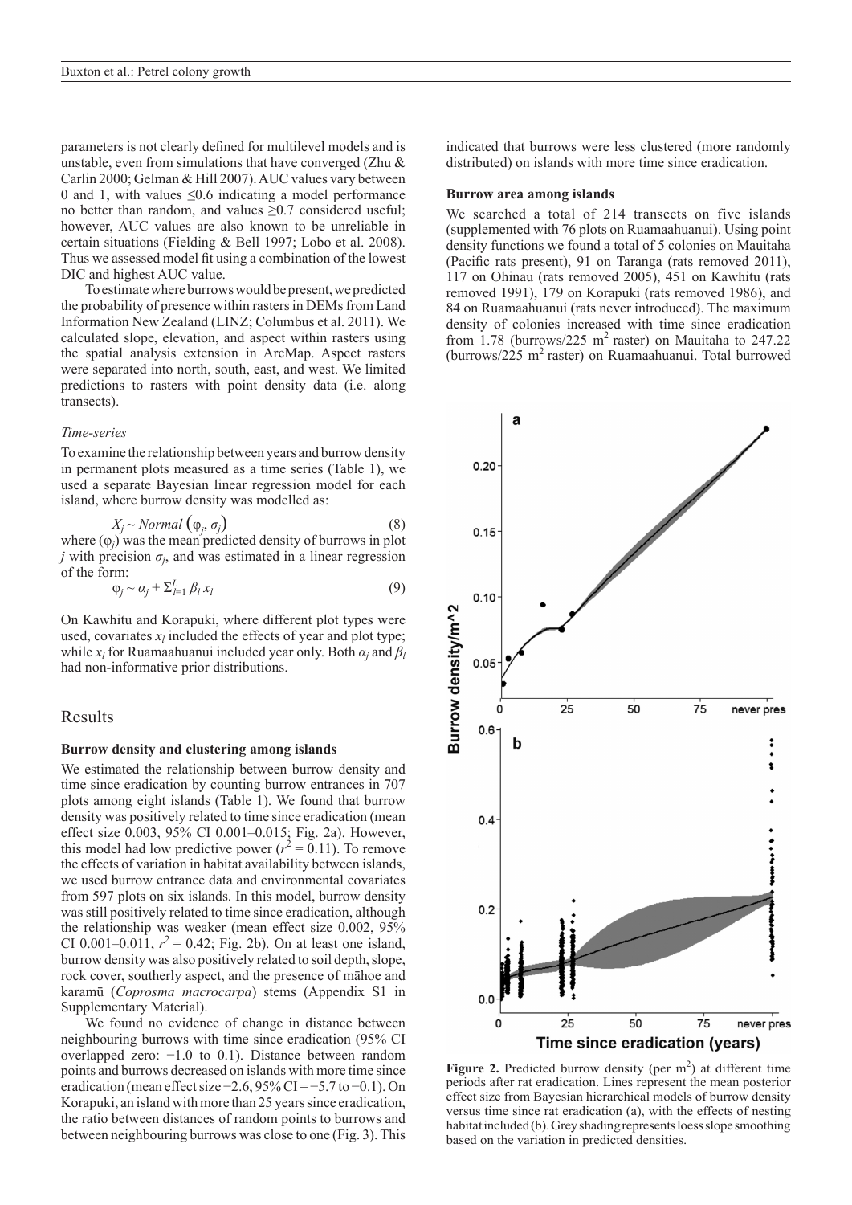parameters is not clearly defined for multilevel models and is unstable, even from simulations that have converged (Zhu & Carlin 2000; Gelman & Hill 2007). AUC values vary between 0 and 1, with values ≤0.6 indicating a model performance no better than random, and values ≥0.7 considered useful; however, AUC values are also known to be unreliable in certain situations (Fielding & Bell 1997; Lobo et al. 2008). Thus we assessed model fit using a combination of the lowest DIC and highest AUC value.

To estimate where burrows would be present, we predicted the probability of presence within rasters in DEMs from Land Information New Zealand (LINZ; Columbus et al. 2011). We calculated slope, elevation, and aspect within rasters using the spatial analysis extension in ArcMap. Aspect rasters were separated into north, south, east, and west. We limited predictions to rasters with point density data (i.e. along transects).

### *Time-series*

To examine the relationship between years and burrow density in permanent plots measured as a time series (Table 1), we used a separate Bayesian linear regression model for each island, where burrow density was modelled as:

$$X_j \sim Normal\left(\varphi_j, \sigma_j\right) \tag{8}$$

where ($\varphi_j$) was the mean predicted density of burrows in plot $j$ with precision $\sigma_j$, and was estimated in a linear regression of the form:

$$\varphi_j \sim \alpha_j + \Sigma_{l=1}^{L} \beta_l x_l \tag{9}$$

On Kawhitu and Korapuki, where different plot types were used, covariates $x_l$ included the effects of year and plot type; while $x_l$ for Ruamaahuanui included year only. Both $\alpha_j$ and $\beta_l$ had non-informative prior distributions.

## Results

### Burrow density and clustering among islands

We estimated the relationship between burrow density and time since eradication by counting burrow entrances in 707 plots among eight islands (Table 1). We found that burrow density was positively related to time since eradication (mean effect size 0.003, 95% CI 0.001–0.015; Fig. 2a). However, this model had low predictive power ($r^2 = 0.11$). To remove the effects of variation in habitat availability between islands, we used burrow entrance data and environmental covariates from 597 plots on six islands. In this model, burrow density was still positively related to time since eradication, although the relationship was weaker (mean effect size 0.002, 95% CI 0.001–0.011, $r^2 = 0.42$; Fig. 2b). On at least one island, burrow density was also positively related to soil depth, slope, rock cover, southerly aspect, and the presence of māhoe and karamū (*Coprosma macrocarpa*) stems (Appendix S1 in Supplementary Material).

We found no evidence of change in distance between neighbouring burrows with time since eradication (95% CI overlapped zero: −1.0 to 0.1). Distance between random points and burrows decreased on islands with more time since eradication (mean effect size −2.6, 95% CI = −5.7 to −0.1). On Korapuki, an island with more than 25 years since eradication, the ratio between distances of random points to burrows and between neighbouring burrows was close to one (Fig. 3). This indicated that burrows were less clustered (more randomly distributed) on islands with more time since eradication.

### Burrow area among islands

We searched a total of 214 transects on five islands (supplemented with 76 plots on Ruamaahuanui). Using point density functions we found a total of 5 colonies on Mauitaha (Pacific rats present), 91 on Taranga (rats removed 2011), 117 on Ohinau (rats removed 2005), 451 on Kawhitu (rats removed 1991), 179 on Korapuki (rats removed 1986), and 84 on Ruamaahuanui (rats never introduced). The maximum density of colonies increased with time since eradication from 1.78 (burrows/225 m$^2$ raster) on Mauitaha to 247.22 (burrows/225 m$^2$ raster) on Ruamaahuanui. Total burrowed

**Figure 2.** Predicted burrow density (per m$^2$) at different time periods after rat eradication. Lines represent the mean posterior effect size from Bayesian hierarchical models of burrow density versus time since rat eradication (a), with the effects of nesting habitat included (b). Grey shading represents loess slope smoothing based on the variation in predicted densities.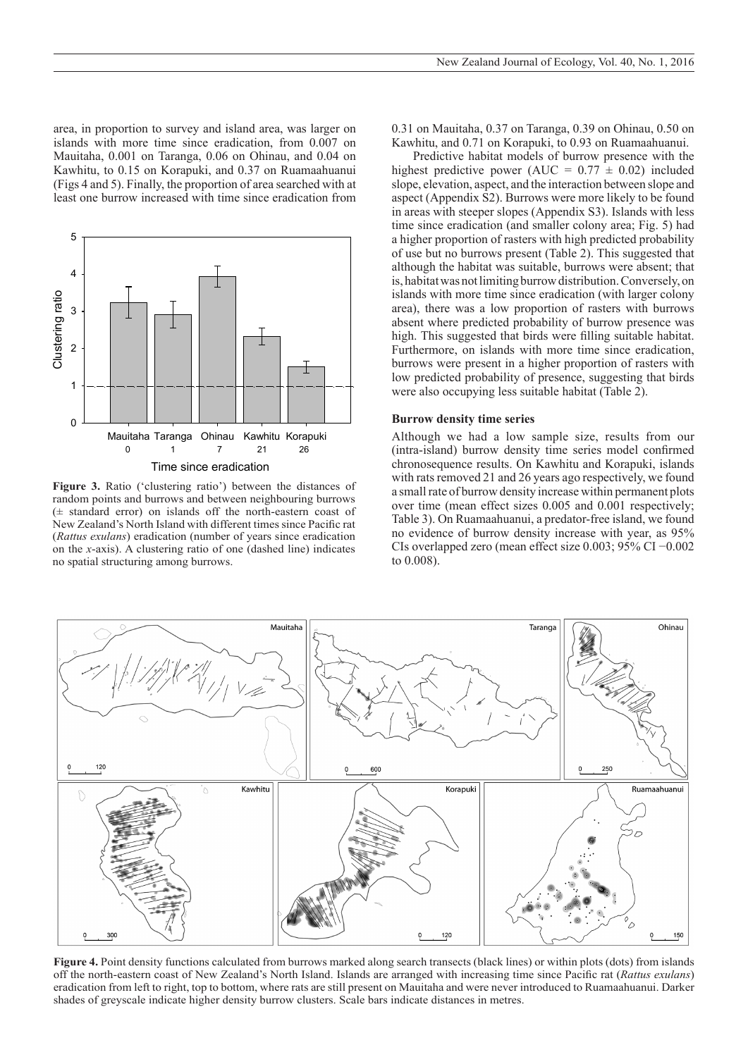area, in proportion to survey and island area, was larger on islands with more time since eradication, from 0.007 on Mauitaha, 0.001 on Taranga, 0.06 on Ohinau, and 0.04 on Kawhitu, to 0.15 on Korapuki, and 0.37 on Ruamaahuanui (Figs 4 and 5). Finally, the proportion of area searched with at least one burrow increased with time since eradication from 0.31 on Mauitaha, 0.37 on Taranga, 0.39 on Ohinau, 0.50 on Kawhitu, and 0.71 on Korapuki, to 0.93 on Ruamaahuanui.

**Figure 3.** Ratio ('clustering ratio') between the distances of random points and burrows and between neighbouring burrows (± standard error) on islands off the north-eastern coast of New Zealand's North Island with different times since Pacific rat (*Rattus exulans*) eradication (number of years since eradication on the *x*-axis). A clustering ratio of one (dashed line) indicates no spatial structuring among burrows.

Predictive habitat models of burrow presence with the highest predictive power (AUC = 0.77 ± 0.02) included slope, elevation, aspect, and the interaction between slope and aspect (Appendix S2). Burrows were more likely to be found in areas with steeper slopes (Appendix S3). Islands with less time since eradication (and smaller colony area; Fig. 5) had a higher proportion of rasters with high predicted probability of use but no burrows present (Table 2). This suggested that although the habitat was suitable, burrows were absent; that is, habitat was not limiting burrow distribution. Conversely, on islands with more time since eradication (with larger colony area), there was a low proportion of rasters with burrows absent where predicted probability of burrow presence was high. This suggested that birds were filling suitable habitat. Furthermore, on islands with more time since eradication, burrows were present in a higher proportion of rasters with low predicted probability of presence, suggesting that birds were also occupying less suitable habitat (Table 2).

### Burrow density time series

Although we had a low sample size, results from our (intra-island) burrow density time series model confirmed chronosequence results. On Kawhitu and Korapuki, islands with rats removed 21 and 26 years ago respectively, we found a small rate of burrow density increase within permanent plots over time (mean effect sizes 0.005 and 0.001 respectively; Table 3). On Ruamaahuanui, a predator-free island, we found no evidence of burrow density increase with year, as 95% CIs overlapped zero (mean effect size 0.003; 95% CI −0.002 to 0.008).

**Figure 4.** Point density functions calculated from burrows marked along search transects (black lines) or within plots (dots) from islands off the north-eastern coast of New Zealand's North Island. Islands are arranged with increasing time since Pacific rat (*Rattus exulans*) eradication from left to right, top to bottom, where rats are still present on Mauitaha and were never introduced to Ruamaahuanui. Darker shades of greyscale indicate higher density burrow clusters. Scale bars indicate distances in metres.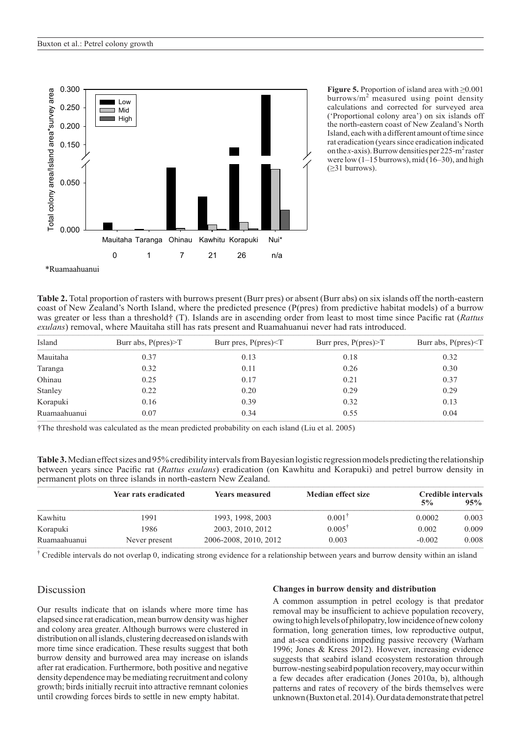**Figure 5.** Proportion of island area with ≥0.001 burrows/m$^2$ measured using point density calculations and corrected for surveyed area ('Proportional colony area') on six islands off the north-eastern coast of New Zealand's North Island, each with a different amount of time since rat eradication (years since eradication indicated on the *x*-axis). Burrow densities per 225-m$^2$ raster were low (1–15 burrows), mid (16–30), and high (≥31 burrows).

**Table 2.** Total proportion of rasters with burrows present (Burr pres) or absent (Burr abs) on six islands off the north-eastern coast of New Zealand's North Island, where the predicted presence (P(pres) from predictive habitat models) of a burrow was greater or less than a threshold† (T). Islands are in ascending order from least to most time since Pacific rat (*Rattus exulans*) removal, where Mauitaha still has rats present and Ruamahuanui never had rats introduced.

| Island | Burr abs, P(pres)>T | Burr pres, P(pres)<T | Burr pres, P(pres)>T | Burr abs, P(pres)<T |
|---|---|---|---|---|
| Mauitaha | 0.37 | 0.13 | 0.18 | 0.32 |
| Taranga | 0.32 | 0.11 | 0.26 | 0.30 |
| Ohinau | 0.25 | 0.17 | 0.21 | 0.37 |
| Stanley | 0.22 | 0.20 | 0.29 | 0.29 |
| Korapuki | 0.16 | 0.39 | 0.32 | 0.13 |
| Ruamaahuanui | 0.07 | 0.34 | 0.55 | 0.04 |

†The threshold was calculated as the mean predicted probability on each island (Liu et al. 2005)

**Table 3.** Median effect sizes and 95% credibility intervals from Bayesian logistic regression models predicting the relationship between years since Pacific rat (*Rattus exulans*) eradication (on Kawhitu and Korapuki) and petrel burrow density in permanent plots on three islands in north-eastern New Zealand.

| | Year rats eradicated | Years measured | Median effect size | Credible intervals 5% | Credible intervals 95% |
|---|---|---|---|---|---|
| Kawhitu | 1991 | 1993, 1998, 2003 | 0.001† | 0.0002 | 0.003 |
| Korapuki | 1986 | 2003, 2010, 2012 | 0.005† | 0.002 | 0.009 |
| Ruamaahuanui | Never present | 2006-2008, 2010, 2012 | 0.003 | -0.002 | 0.008 |

† Credible intervals do not overlap 0, indicating strong evidence for a relationship between years and burrow density within an island

## Discussion

Our results indicate that on islands where more time has elapsed since rat eradication, mean burrow density was higher and colony area greater. Although burrows were clustered in distribution on all islands, clustering decreased on islands with more time since eradication. These results suggest that both burrow density and burrowed area may increase on islands after rat eradication. Furthermore, both positive and negative density dependence may be mediating recruitment and colony growth; birds initially recruit into attractive remnant colonies until crowding forces birds to settle in new empty habitat.

### Changes in burrow density and distribution

A common assumption in petrel ecology is that predator removal may be insufficient to achieve population recovery, owing to high levels of philopatry, low incidence of new colony formation, long generation times, low reproductive output, and at-sea conditions impeding passive recovery (Warham 1996; Jones & Kress 2012). However, increasing evidence suggests that seabird island ecosystem restoration through burrow-nesting seabird population recovery, may occur within a few decades after eradication (Jones 2010a, b), although patterns and rates of recovery of the birds themselves were unknown (Buxton et al. 2014). Our data demonstrate that petrel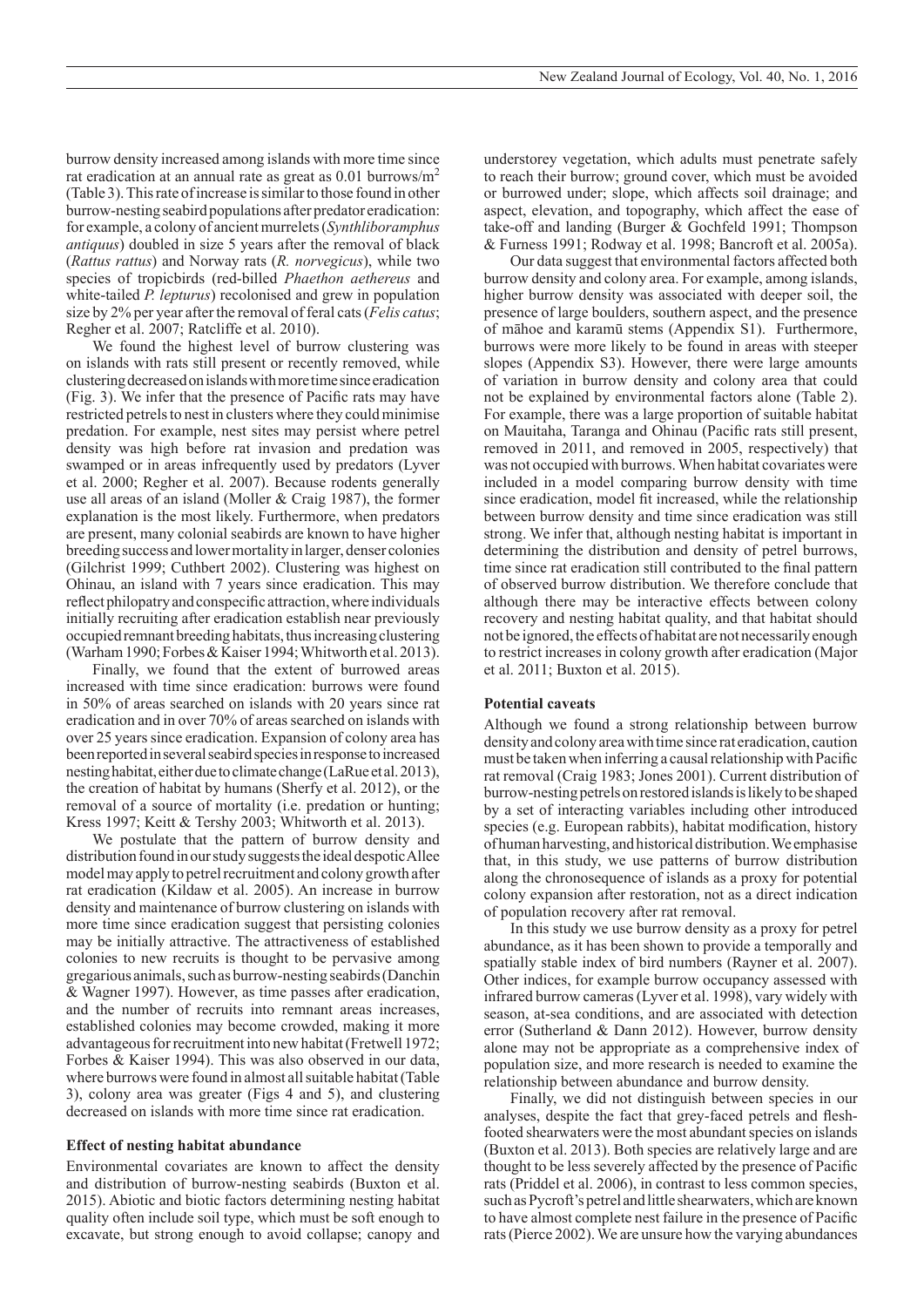burrow density increased among islands with more time since rat eradication at an annual rate as great as 0.01 burrows/m$^2$ (Table 3). This rate of increase is similar to those found in other burrow-nesting seabird populations after predator eradication: for example, a colony of ancient murrelets (*Synthliboramphus antiquus*) doubled in size 5 years after the removal of black (*Rattus rattus*) and Norway rats (*R. norvegicus*), while two species of tropicbirds (red-billed *Phaethon aethereus* and white-tailed *P. lepturus*) recolonised and grew in population size by 2% per year after the removal of feral cats (*Felis catus*; Regher et al. 2007; Ratcliffe et al. 2010).

We found the highest level of burrow clustering was on islands with rats still present or recently removed, while clustering decreased on islands with more time since eradication (Fig. 3). We infer that the presence of Pacific rats may have restricted petrels to nest in clusters where they could minimise predation. For example, nest sites may persist where petrel density was high before rat invasion and predation was swamped or in areas infrequently used by predators (Lyver et al. 2000; Regher et al. 2007). Because rodents generally use all areas of an island (Moller & Craig 1987), the former explanation is the most likely. Furthermore, when predators are present, many colonial seabirds are known to have higher breeding success and lower mortality in larger, denser colonies (Gilchrist 1999; Cuthbert 2002). Clustering was highest on Ohinau, an island with 7 years since eradication. This may reflect philopatry and conspecific attraction, where individuals initially recruiting after eradication establish near previously occupied remnant breeding habitats, thus increasing clustering (Warham 1990; Forbes & Kaiser 1994; Whitworth et al. 2013).

Finally, we found that the extent of burrowed areas increased with time since eradication: burrows were found in 50% of areas searched on islands with 20 years since rat eradication and in over 70% of areas searched on islands with over 25 years since eradication. Expansion of colony area has been reported in several seabird species in response to increased nesting habitat, either due to climate change (LaRue et al. 2013), the creation of habitat by humans (Sherfy et al. 2012), or the removal of a source of mortality (i.e. predation or hunting; Kress 1997; Keitt & Tershy 2003; Whitworth et al. 2013).

We postulate that the pattern of burrow density and distribution found in our study suggests the ideal despotic Allee model may apply to petrel recruitment and colony growth after rat eradication (Kildaw et al. 2005). An increase in burrow density and maintenance of burrow clustering on islands with more time since eradication suggest that persisting colonies may be initially attractive. The attractiveness of established colonies to new recruits is thought to be pervasive among gregarious animals, such as burrow-nesting seabirds (Danchin & Wagner 1997). However, as time passes after eradication, and the number of recruits into remnant areas increases, established colonies may become crowded, making it more advantageous for recruitment into new habitat (Fretwell 1972; Forbes & Kaiser 1994). This was also observed in our data, where burrows were found in almost all suitable habitat (Table 3), colony area was greater (Figs 4 and 5), and clustering decreased on islands with more time since rat eradication.

### Effect of nesting habitat abundance

Environmental covariates are known to affect the density and distribution of burrow-nesting seabirds (Buxton et al. 2015). Abiotic and biotic factors determining nesting habitat quality often include soil type, which must be soft enough to excavate, but strong enough to avoid collapse; canopy and understorey vegetation, which adults must penetrate safely to reach their burrow; ground cover, which must be avoided or burrowed under; slope, which affects soil drainage; and aspect, elevation, and topography, which affect the ease of take-off and landing (Burger & Gochfeld 1991; Thompson & Furness 1991; Rodway et al. 1998; Bancroft et al. 2005a).

Our data suggest that environmental factors affected both burrow density and colony area. For example, among islands, higher burrow density was associated with deeper soil, the presence of large boulders, southern aspect, and the presence of māhoe and karamū stems (Appendix S1). Furthermore, burrows were more likely to be found in areas with steeper slopes (Appendix S3). However, there were large amounts of variation in burrow density and colony area that could not be explained by environmental factors alone (Table 2). For example, there was a large proportion of suitable habitat on Mauitaha, Taranga and Ohinau (Pacific rats still present, removed in 2011, and removed in 2005, respectively) that was not occupied with burrows. When habitat covariates were included in a model comparing burrow density with time since eradication, model fit increased, while the relationship between burrow density and time since eradication was still strong. We infer that, although nesting habitat is important in determining the distribution and density of petrel burrows, time since rat eradication still contributed to the final pattern of observed burrow distribution. We therefore conclude that although there may be interactive effects between colony recovery and nesting habitat quality, and that habitat should not be ignored, the effects of habitat are not necessarily enough to restrict increases in colony growth after eradication (Major et al. 2011; Buxton et al. 2015).

### Potential caveats

Although we found a strong relationship between burrow density and colony area with time since rat eradication, caution must be taken when inferring a causal relationship with Pacific rat removal (Craig 1983; Jones 2001). Current distribution of burrow-nesting petrels on restored islands is likely to be shaped by a set of interacting variables including other introduced species (e.g. European rabbits), habitat modification, history of human harvesting, and historical distribution. We emphasise that, in this study, we use patterns of burrow distribution along the chronosequence of islands as a proxy for potential colony expansion after restoration, not as a direct indication of population recovery after rat removal.

In this study we use burrow density as a proxy for petrel abundance, as it has been shown to provide a temporally and spatially stable index of bird numbers (Rayner et al. 2007). Other indices, for example burrow occupancy assessed with infrared burrow cameras (Lyver et al. 1998), vary widely with season, at-sea conditions, and are associated with detection error (Sutherland & Dann 2012). However, burrow density alone may not be appropriate as a comprehensive index of population size, and more research is needed to examine the relationship between abundance and burrow density.

Finally, we did not distinguish between species in our analyses, despite the fact that grey-faced petrels and flesh-footed shearwaters were the most abundant species on islands (Buxton et al. 2013). Both species are relatively large and are thought to be less severely affected by the presence of Pacific rats (Priddel et al. 2006), in contrast to less common species, such as Pycroft's petrel and little shearwaters, which are known to have almost complete nest failure in the presence of Pacific rats (Pierce 2002). We are unsure how the varying abundances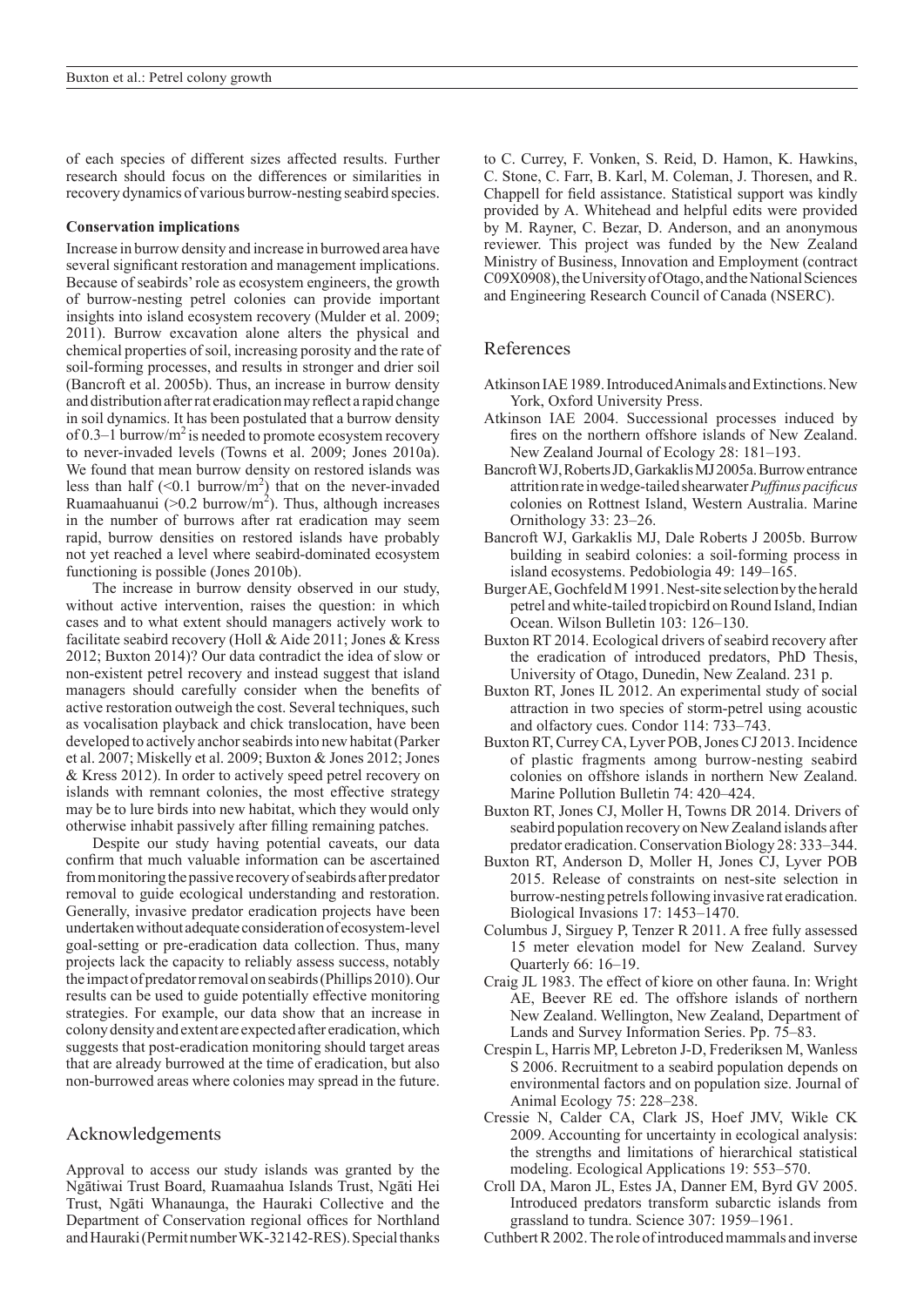of each species of different sizes affected results. Further research should focus on the differences or similarities in recovery dynamics of various burrow-nesting seabird species.

### Conservation implications

Increase in burrow density and increase in burrowed area have several significant restoration and management implications. Because of seabirds' role as ecosystem engineers, the growth of burrow-nesting petrel colonies can provide important insights into island ecosystem recovery (Mulder et al. 2009; 2011). Burrow excavation alone alters the physical and chemical properties of soil, increasing porosity and the rate of soil-forming processes, and results in stronger and drier soil (Bancroft et al. 2005b). Thus, an increase in burrow density and distribution after rat eradication may reflect a rapid change in soil dynamics. It has been postulated that a burrow density of 0.3–1 burrow/m$^2$ is needed to promote ecosystem recovery to never-invaded levels (Towns et al. 2009; Jones 2010a). We found that mean burrow density on restored islands was less than half (<0.1 burrow/m$^2$) that on the never-invaded Ruamaahuanui (>0.2 burrow/m$^2$). Thus, although increases in the number of burrows after rat eradication may seem rapid, burrow densities on restored islands have probably not yet reached a level where seabird-dominated ecosystem functioning is possible (Jones 2010b).

The increase in burrow density observed in our study, without active intervention, raises the question: in which cases and to what extent should managers actively work to facilitate seabird recovery (Holl & Aide 2011; Jones & Kress 2012; Buxton 2014)? Our data contradict the idea of slow or non-existent petrel recovery and instead suggest that island managers should carefully consider when the benefits of active restoration outweigh the cost. Several techniques, such as vocalisation playback and chick translocation, have been developed to actively anchor seabirds into new habitat (Parker et al. 2007; Miskelly et al. 2009; Buxton & Jones 2012; Jones & Kress 2012). In order to actively speed petrel recovery on islands with remnant colonies, the most effective strategy may be to lure birds into new habitat, which they would only otherwise inhabit passively after filling remaining patches.

Despite our study having potential caveats, our data confirm that much valuable information can be ascertained from monitoring the passive recovery of seabirds after predator removal to guide ecological understanding and restoration. Generally, invasive predator eradication projects have been undertaken without adequate consideration of ecosystem-level goal-setting or pre-eradication data collection. Thus, many projects lack the capacity to reliably assess success, notably the impact of predator removal on seabirds (Phillips 2010). Our results can be used to guide potentially effective monitoring strategies. For example, our data show that an increase in colony density and extent are expected after eradication, which suggests that post-eradication monitoring should target areas that are already burrowed at the time of eradication, but also non-burrowed areas where colonies may spread in the future.

## Acknowledgements

Approval to access our study islands was granted by the Ngātiwai Trust Board, Ruamaahua Islands Trust, Ngāti Hei Trust, Ngāti Whanaunga, the Hauraki Collective and the Department of Conservation regional offices for Northland and Hauraki (Permit number WK-32142-RES). Special thanks to C. Currey, F. Vonken, S. Reid, D. Hamon, K. Hawkins, C. Stone, C. Farr, B. Karl, M. Coleman, J. Thoresen, and R. Chappell for field assistance. Statistical support was kindly provided by A. Whitehead and helpful edits were provided by M. Rayner, C. Bezar, D. Anderson, and an anonymous reviewer. This project was funded by the New Zealand Ministry of Business, Innovation and Employment (contract C09X0908), the University of Otago, and the National Sciences and Engineering Research Council of Canada (NSERC).

## References

Atkinson IAE 1989. Introduced Animals and Extinctions. New York, Oxford University Press.

Atkinson IAE 2004. Successional processes induced by fires on the northern offshore islands of New Zealand. New Zealand Journal of Ecology 28: 181–193.

Bancroft WJ, Roberts JD, Garkaklis MJ 2005a. Burrow entrance attrition rate in wedge-tailed shearwater *Puffinus pacificus* colonies on Rottnest Island, Western Australia. Marine Ornithology 33: 23–26.

Bancroft WJ, Garkaklis MJ, Dale Roberts J 2005b. Burrow building in seabird colonies: a soil-forming process in island ecosystems. Pedobiologia 49: 149–165.

Burger AE, Gochfeld M 1991. Nest-site selection by the herald petrel and white-tailed tropicbird on Round Island, Indian Ocean. Wilson Bulletin 103: 126–130.

Buxton RT 2014. Ecological drivers of seabird recovery after the eradication of introduced predators, PhD Thesis, University of Otago, Dunedin, New Zealand. 231 p.

Buxton RT, Jones IL 2012. An experimental study of social attraction in two species of storm-petrel using acoustic and olfactory cues. Condor 114: 733–743.

Buxton RT, Currey CA, Lyver POB, Jones CJ 2013. Incidence of plastic fragments among burrow-nesting seabird colonies on offshore islands in northern New Zealand. Marine Pollution Bulletin 74: 420–424.

Buxton RT, Jones CJ, Moller H, Towns DR 2014. Drivers of seabird population recovery on New Zealand islands after predator eradication. Conservation Biology 28: 333–344.

Buxton RT, Anderson D, Moller H, Jones CJ, Lyver POB 2015. Release of constraints on nest-site selection in burrow-nesting petrels following invasive rat eradication. Biological Invasions 17: 1453–1470.

Columbus J, Sirguey P, Tenzer R 2011. A free fully assessed 15 meter elevation model for New Zealand. Survey Quarterly 66: 16–19.

Craig JL 1983. The effect of kiore on other fauna. In: Wright AE, Beever RE ed. The offshore islands of northern New Zealand. Wellington, New Zealand, Department of Lands and Survey Information Series. Pp. 75–83.

Crespin L, Harris MP, Lebreton J-D, Frederiksen M, Wanless S 2006. Recruitment to a seabird population depends on environmental factors and on population size. Journal of Animal Ecology 75: 228–238.

Cressie N, Calder CA, Clark JS, Hoef JMV, Wikle CK 2009. Accounting for uncertainty in ecological analysis: the strengths and limitations of hierarchical statistical modeling. Ecological Applications 19: 553–570.

Croll DA, Maron JL, Estes JA, Danner EM, Byrd GV 2005. Introduced predators transform subarctic islands from grassland to tundra. Science 307: 1959–1961.

Cuthbert R 2002. The role of introduced mammals and inverse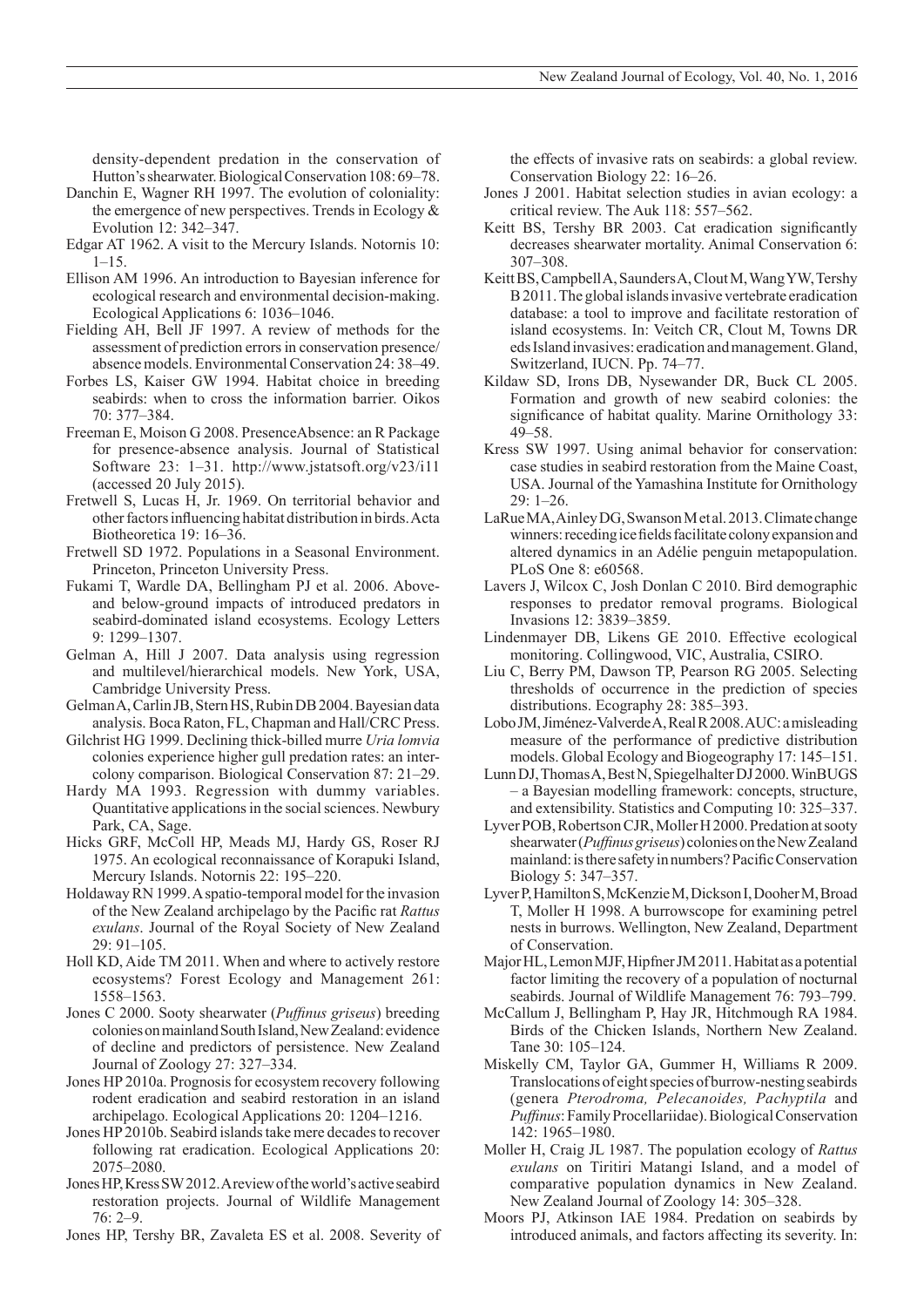density-dependent predation in the conservation of Hutton's shearwater. Biological Conservation 108: 69–78.

Danchin E, Wagner RH 1997. The evolution of coloniality: the emergence of new perspectives. Trends in Ecology & Evolution 12: 342–347.

Edgar AT 1962. A visit to the Mercury Islands. Notornis 10: 1–15.

Ellison AM 1996. An introduction to Bayesian inference for ecological research and environmental decision-making. Ecological Applications 6: 1036–1046.

Fielding AH, Bell JF 1997. A review of methods for the assessment of prediction errors in conservation presence/absence models. Environmental Conservation 24: 38–49.

Forbes LS, Kaiser GW 1994. Habitat choice in breeding seabirds: when to cross the information barrier. Oikos 70: 377–384.

Freeman E, Moison G 2008. PresenceAbsence: an R Package for presence-absence analysis. Journal of Statistical Software 23: 1–31. http://www.jstatsoft.org/v23/i11 (accessed 20 July 2015).

Fretwell S, Lucas H, Jr. 1969. On territorial behavior and other factors influencing habitat distribution in birds. Acta Biotheoretica 19: 16–36.

Fretwell SD 1972. Populations in a Seasonal Environment. Princeton, Princeton University Press.

Fukami T, Wardle DA, Bellingham PJ et al. 2006. Above- and below-ground impacts of introduced predators in seabird-dominated island ecosystems. Ecology Letters 9: 1299–1307.

Gelman A, Hill J 2007. Data analysis using regression and multilevel/hierarchical models. New York, USA, Cambridge University Press.

Gelman A, Carlin JB, Stern HS, Rubin DB 2004. Bayesian data analysis. Boca Raton, FL, Chapman and Hall/CRC Press.

Gilchrist HG 1999. Declining thick-billed murre *Uria lomvia* colonies experience higher gull predation rates: an inter-colony comparison. Biological Conservation 87: 21–29.

Hardy MA 1993. Regression with dummy variables. Quantitative applications in the social sciences. Newbury Park, CA, Sage.

Hicks GRF, McColl HP, Meads MJ, Hardy GS, Roser RJ 1975. An ecological reconnaissance of Korapuki Island, Mercury Islands. Notornis 22: 195–220.

Holdaway RN 1999. A spatio-temporal model for the invasion of the New Zealand archipelago by the Pacific rat *Rattus exulans*. Journal of the Royal Society of New Zealand 29: 91–105.

Holl KD, Aide TM 2011. When and where to actively restore ecosystems? Forest Ecology and Management 261: 1558–1563.

Jones C 2000. Sooty shearwater (*Puffinus griseus*) breeding colonies on mainland South Island, New Zealand: evidence of decline and predictors of persistence. New Zealand Journal of Zoology 27: 327–334.

Jones HP 2010a. Prognosis for ecosystem recovery following rodent eradication and seabird restoration in an island archipelago. Ecological Applications 20: 1204–1216.

Jones HP 2010b. Seabird islands take mere decades to recover following rat eradication. Ecological Applications 20: 2075–2080.

Jones HP, Kress SW 2012. A review of the world's active seabird restoration projects. Journal of Wildlife Management 76: 2–9.

Jones HP, Tershy BR, Zavaleta ES et al. 2008. Severity of the effects of invasive rats on seabirds: a global review. Conservation Biology 22: 16–26.

Jones J 2001. Habitat selection studies in avian ecology: a critical review. The Auk 118: 557–562.

Keitt BS, Tershy BR 2003. Cat eradication significantly decreases shearwater mortality. Animal Conservation 6: 307–308.

Keitt BS, Campbell A, Saunders A, Clout M, Wang YW, Tershy B 2011. The global islands invasive vertebrate eradication database: a tool to improve and facilitate restoration of island ecosystems. In: Veitch CR, Clout M, Towns DR eds Island invasives: eradication and management. Gland, Switzerland, IUCN. Pp. 74–77.

Kildaw SD, Irons DB, Nysewander DR, Buck CL 2005. Formation and growth of new seabird colonies: the significance of habitat quality. Marine Ornithology 33: 49–58.

Kress SW 1997. Using animal behavior for conservation: case studies in seabird restoration from the Maine Coast, USA. Journal of the Yamashina Institute for Ornithology 29: 1–26.

LaRue MA, Ainley DG, Swanson M et al. 2013. Climate change winners: receding ice fields facilitate colony expansion and altered dynamics in an Adélie penguin metapopulation. PLoS One 8: e60568.

Lavers J, Wilcox C, Josh Donlan C 2010. Bird demographic responses to predator removal programs. Biological Invasions 12: 3839–3859.

Lindenmayer DB, Likens GE 2010. Effective ecological monitoring. Collingwood, VIC, Australia, CSIRO.

Liu C, Berry PM, Dawson TP, Pearson RG 2005. Selecting thresholds of occurrence in the prediction of species distributions. Ecography 28: 385–393.

Lobo JM, Jiménez-Valverde A, Real R 2008. AUC: a misleading measure of the performance of predictive distribution models. Global Ecology and Biogeography 17: 145–151.

Lunn DJ, Thomas A, Best N, Spiegelhalter DJ 2000. WinBUGS – a Bayesian modelling framework: concepts, structure, and extensibility. Statistics and Computing 10: 325–337.

Lyver POB, Robertson CJR, Moller H 2000. Predation at sooty shearwater (*Puffinus griseus*) colonies on the New Zealand mainland: is there safety in numbers? Pacific Conservation Biology 5: 347–357.

Lyver P, Hamilton S, McKenzie M, Dickson I, Dooher M, Broad T, Moller H 1998. A burrowscope for examining petrel nests in burrows. Wellington, New Zealand, Department of Conservation.

Major HL, Lemon MJF, Hipfner JM 2011. Habitat as a potential factor limiting the recovery of a population of nocturnal seabirds. Journal of Wildlife Management 76: 793–799.

McCallum J, Bellingham P, Hay JR, Hitchmough RA 1984. Birds of the Chicken Islands, Northern New Zealand. Tane 30: 105–124.

Miskelly CM, Taylor GA, Gummer H, Williams R 2009. Translocations of eight species of burrow-nesting seabirds (genera *Pterodroma, Pelecanoides, Pachyptila* and *Puffinus*: Family Procellariidae). Biological Conservation 142: 1965–1980.

Moller H, Craig JL 1987. The population ecology of *Rattus exulans* on Tiritiri Matangi Island, and a model of comparative population dynamics in New Zealand. New Zealand Journal of Zoology 14: 305–328.

Moors PJ, Atkinson IAE 1984. Predation on seabirds by introduced animals, and factors affecting its severity. In: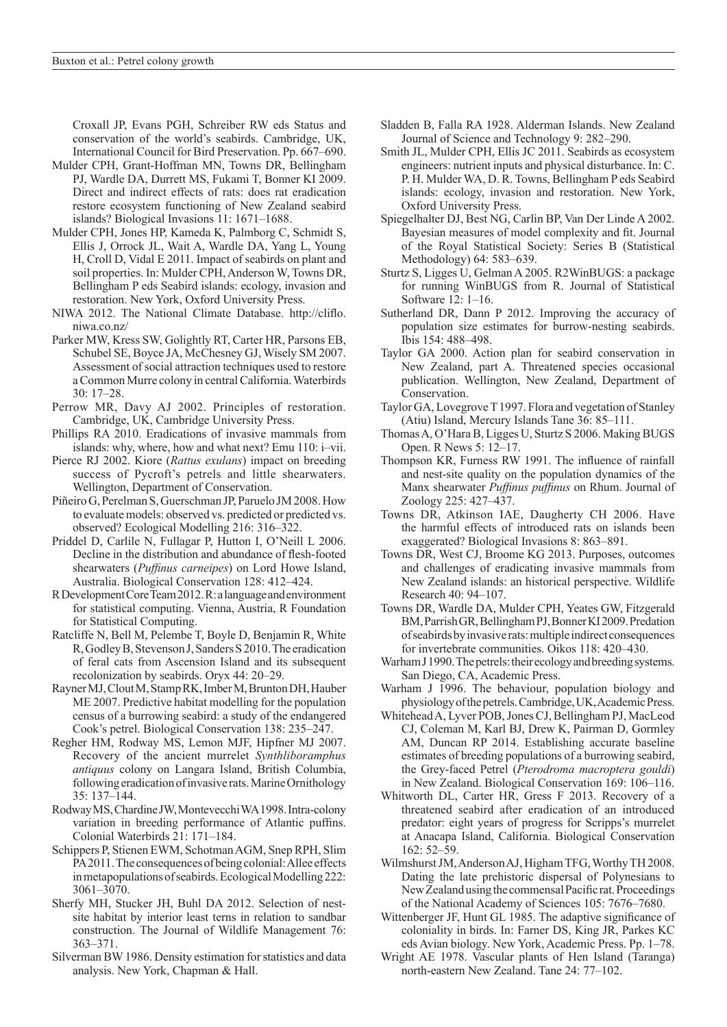Croxall JP, Evans PGH, Schreiber RW eds Status and conservation of the world's seabirds. Cambridge, UK, International Council for Bird Preservation. Pp. 667–690.

Mulder CPH, Grant-Hoffman MN, Towns DR, Bellingham PJ, Wardle DA, Durrett MS, Fukami T, Bonner KI 2009. Direct and indirect effects of rats: does rat eradication restore ecosystem functioning of New Zealand seabird islands? Biological Invasions 11: 1671–1688.

Mulder CPH, Jones HP, Kameda K, Palmborg C, Schmidt S, Ellis J, Orrock JL, Wait A, Wardle DA, Yang L, Young H, Croll D, Vidal E 2011. Impact of seabirds on plant and soil properties. In: Mulder CPH, Anderson W, Towns DR, Bellingham P eds Seabird islands: ecology, invasion and restoration. New York, Oxford University Press.

NIWA 2012. The National Climate Database. http://cliflo.niwa.co.nz/

Parker MW, Kress SW, Golightly RT, Carter HR, Parsons EB, Schubel SE, Boyce JA, McChesney GJ, Wisely SM 2007. Assessment of social attraction techniques used to restore a Common Murre colony in central California. Waterbirds 30: 17–28.

Perrow MR, Davy AJ 2002. Principles of restoration. Cambridge, UK, Cambridge University Press.

Phillips RA 2010. Eradications of invasive mammals from islands: why, where, how and what next? Emu 110: i–vii.

Pierce RJ 2002. Kiore (*Rattus exulans*) impact on breeding success of Pycroft's petrels and little shearwaters. Wellington, Department of Conservation.

Piñeiro G, Perelman S, Guerschman JP, Paruelo JM 2008. How to evaluate models: observed vs. predicted or predicted vs. observed? Ecological Modelling 216: 316–322.

Priddel D, Carlile N, Fullagar P, Hutton I, O'Neill L 2006. Decline in the distribution and abundance of flesh-footed shearwaters (*Puffinus carneipes*) on Lord Howe Island, Australia. Biological Conservation 128: 412–424.

R Development Core Team 2012. R: a language and environment for statistical computing. Vienna, Austria, R Foundation for Statistical Computing.

Ratcliffe N, Bell M, Pelembe T, Boyle D, Benjamin R, White R, Godley B, Stevenson J, Sanders S 2010. The eradication of feral cats from Ascension Island and its subsequent recolonization by seabirds. Oryx 44: 20–29.

Rayner MJ, Clout M, Stamp RK, Imber M, Brunton DH, Hauber ME 2007. Predictive habitat modelling for the population census of a burrowing seabird: a study of the endangered Cook's petrel. Biological Conservation 138: 235–247.

Regher HM, Rodway MS, Lemon MJF, Hipfner MJ 2007. Recovery of the ancient murrelet *Synthliboramphus antiquus* colony on Langara Island, British Columbia, following eradication of invasive rats. Marine Ornithology 35: 137–144.

Rodway MS, Chardine JW, Montevecchi WA 1998. Intra-colony variation in breeding performance of Atlantic puffins. Colonial Waterbirds 21: 171–184.

Schippers P, Stienen EWM, Schotman AGM, Snep RPH, Slim PA 2011. The consequences of being colonial: Allee effects in metapopulations of seabirds. Ecological Modelling 222: 3061–3070.

Sherfy MH, Stucker JH, Buhl DA 2012. Selection of nest-site habitat by interior least terns in relation to sandbar construction. The Journal of Wildlife Management 76: 363–371.

Silverman BW 1986. Density estimation for statistics and data analysis. New York, Chapman & Hall.

Sladden B, Falla RA 1928. Alderman Islands. New Zealand Journal of Science and Technology 9: 282–290.

Smith JL, Mulder CPH, Ellis JC 2011. Seabirds as ecosystem engineers: nutrient inputs and physical disturbance. In: C. P. H. Mulder WA, D. R. Towns, Bellingham P eds Seabird islands: ecology, invasion and restoration. New York, Oxford University Press.

Spiegelhalter DJ, Best NG, Carlin BP, Van Der Linde A 2002. Bayesian measures of model complexity and fit. Journal of the Royal Statistical Society: Series B (Statistical Methodology) 64: 583–639.

Sturtz S, Ligges U, Gelman A 2005. R2WinBUGS: a package for running WinBUGS from R. Journal of Statistical Software 12: 1–16.

Sutherland DR, Dann P 2012. Improving the accuracy of population size estimates for burrow-nesting seabirds. Ibis 154: 488–498.

Taylor GA 2000. Action plan for seabird conservation in New Zealand, part A. Threatened species occasional publication. Wellington, New Zealand, Department of Conservation.

Taylor GA, Lovegrove T 1997. Flora and vegetation of Stanley (Atiu) Island, Mercury Islands Tane 36: 85–111.

Thomas A, O'Hara B, Ligges U, Sturtz S 2006. Making BUGS Open. R News 5: 12–17.

Thompson KR, Furness RW 1991. The influence of rainfall and nest-site quality on the population dynamics of the Manx shearwater *Puffinus puffinus* on Rhum. Journal of Zoology 225: 427–437.

Towns DR, Atkinson IAE, Daugherty CH 2006. Have the harmful effects of introduced rats on islands been exaggerated? Biological Invasions 8: 863–891.

Towns DR, West CJ, Broome KG 2013. Purposes, outcomes and challenges of eradicating invasive mammals from New Zealand islands: an historical perspective. Wildlife Research 40: 94–107.

Towns DR, Wardle DA, Mulder CPH, Yeates GW, Fitzgerald BM, Parrish GR, Bellingham PJ, Bonner KI 2009. Predation of seabirds by invasive rats: multiple indirect consequences for invertebrate communities. Oikos 118: 420–430.

Warham J 1990. The petrels: their ecology and breeding systems. San Diego, CA, Academic Press.

Warham J 1996. The behaviour, population biology and physiology of the petrels. Cambridge, UK, Academic Press.

Whitehead A, Lyver POB, Jones CJ, Bellingham PJ, MacLeod CJ, Coleman M, Karl BJ, Drew K, Pairman D, Gormley AM, Duncan RP 2014. Establishing accurate baseline estimates of breeding populations of a burrowing seabird, the Grey-faced Petrel (*Pterodroma macroptera gouldi*) in New Zealand. Biological Conservation 169: 106–116.

Whitworth DL, Carter HR, Gress F 2013. Recovery of a threatened seabird after eradication of an introduced predator: eight years of progress for Scripps's murrelet at Anacapa Island, California. Biological Conservation 162: 52–59.

Wilmshurst JM, Anderson AJ, Higham TFG, Worthy TH 2008. Dating the late prehistoric dispersal of Polynesians to New Zealand using the commensal Pacific rat. Proceedings of the National Academy of Sciences 105: 7676–7680.

Wittenberger JF, Hunt GL 1985. The adaptive significance of coloniality in birds. In: Farner DS, King JR, Parkes KC eds Avian biology. New York, Academic Press. Pp. 1–78.

Wright AE 1978. Vascular plants of Hen Island (Taranga) north-eastern New Zealand. Tane 24: 77–102.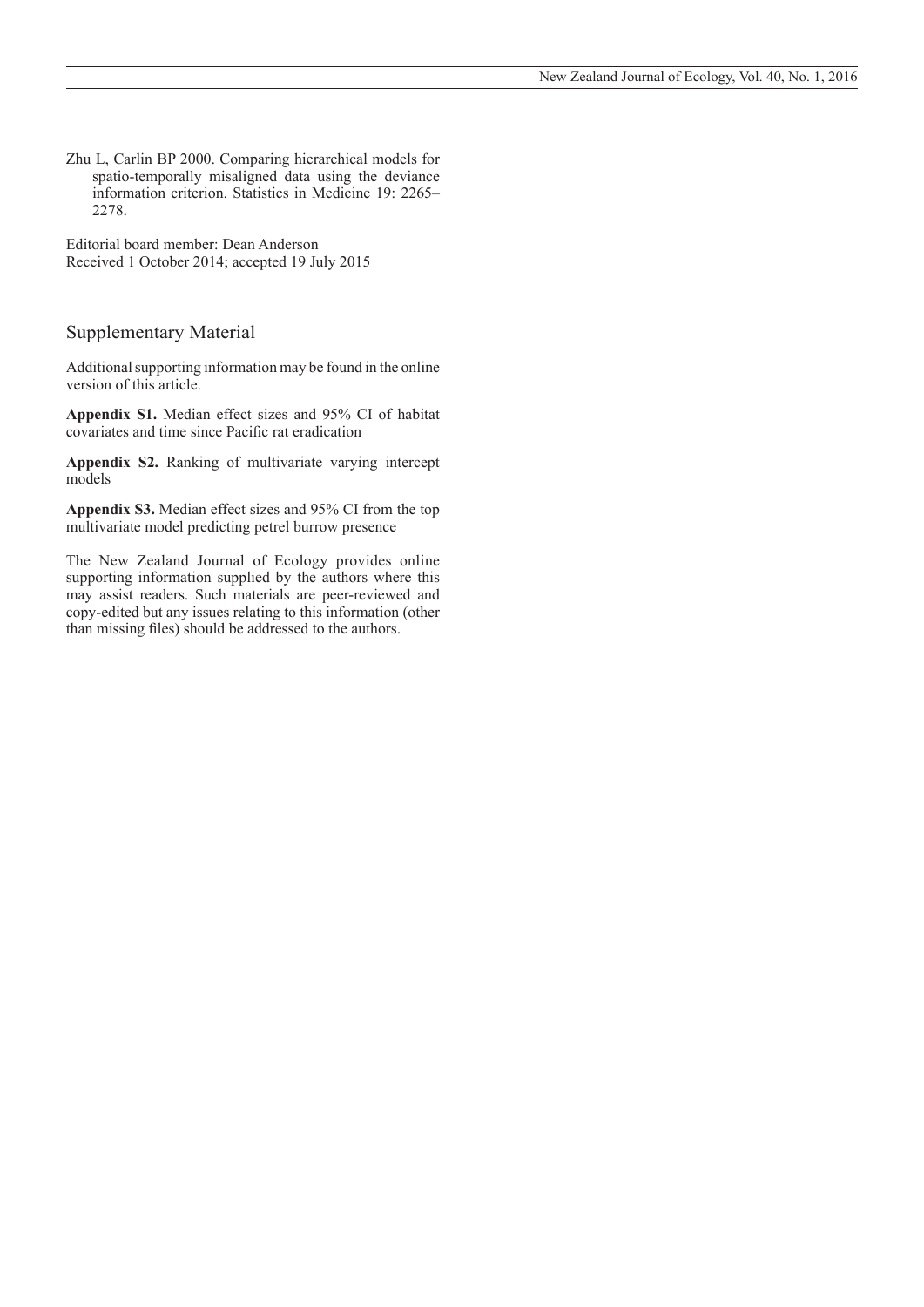Zhu L, Carlin BP 2000. Comparing hierarchical models for spatio-temporally misaligned data using the deviance information criterion. Statistics in Medicine 19: 2265–2278.

Editorial board member: Dean Anderson
Received 1 October 2014; accepted 19 July 2015

## Supplementary Material

Additional supporting information may be found in the online version of this article.

**Appendix S1.** Median effect sizes and 95% CI of habitat covariates and time since Pacific rat eradication

**Appendix S2.** Ranking of multivariate varying intercept models

**Appendix S3.** Median effect sizes and 95% CI from the top multivariate model predicting petrel burrow presence

The New Zealand Journal of Ecology provides online supporting information supplied by the authors where this may assist readers. Such materials are peer-reviewed and copy-edited but any issues relating to this information (other than missing files) should be addressed to the authors.